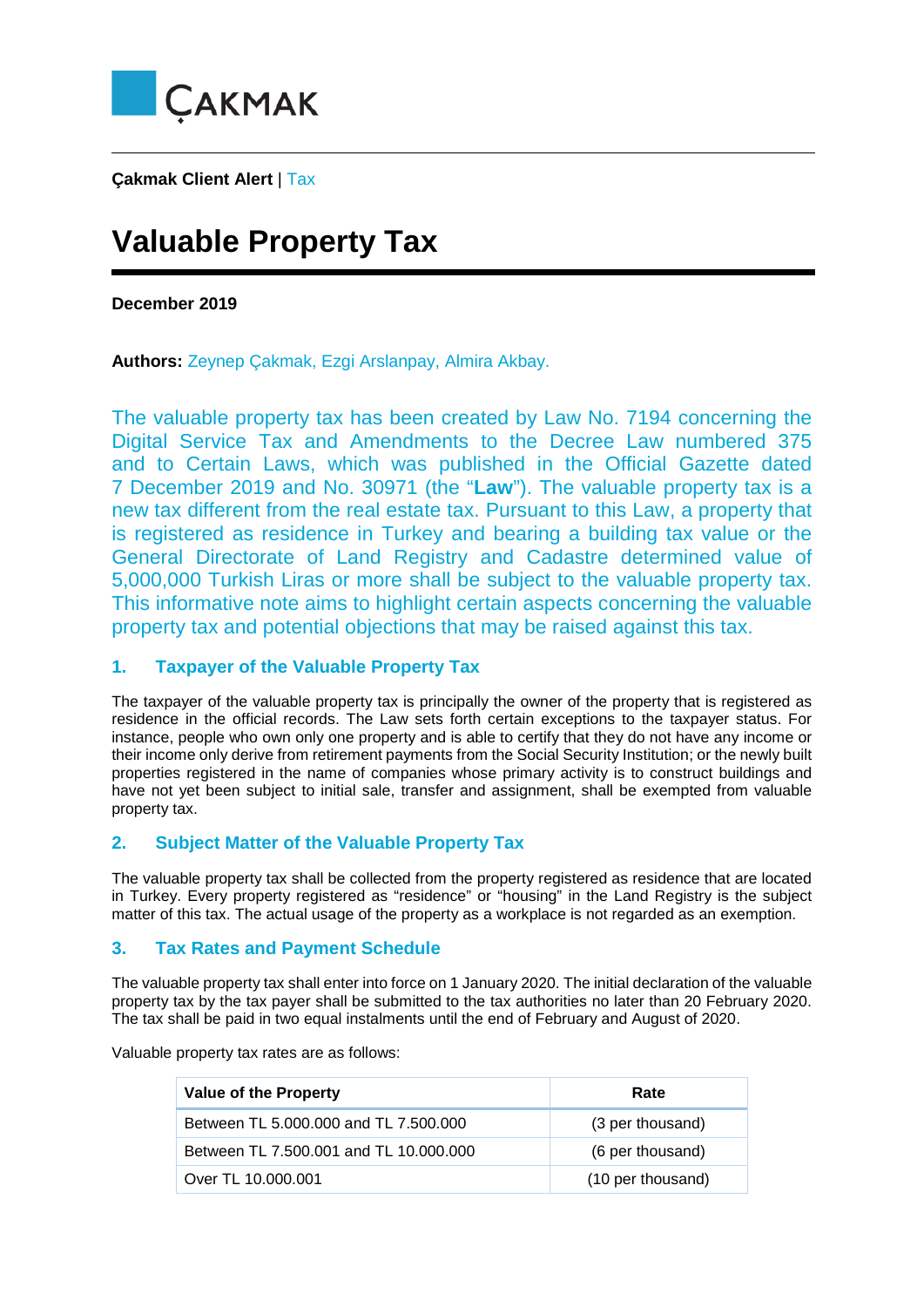ÇAKMAK

**Çakmak Client Alert** | Tax

# Valuable Property Tax

**December 2019**

**Authors:** Zeynep Çakmak, Ezgi Arslanpay, Almira Akbay.

The valuable property tax has been created by Law No. 7194 concerning the Digital Service Tax and Amendments to the Decree Law numbered 375 and to Certain Laws, which was published in the Official Gazette dated 7 December 2019 and No. 30971 (the "**Law**"). The valuable property tax is a new tax different from the real estate tax. Pursuant to this Law, a property that is registered as residence in Turkey and bearing a building tax value or the General Directorate of Land Registry and Cadastre determined value of 5,000,000 Turkish Liras or more shall be subject to the valuable property tax. This informative note aims to highlight certain aspects concerning the valuable property tax and potential objections that may be raised against this tax.

## 1. Taxpayer of the Valuable Property Tax

The taxpayer of the valuable property tax is principally the owner of the property that is registered as residence in the official records. The Law sets forth certain exceptions to the taxpayer status. For instance, people who own only one property and is able to certify that they do not have any income or their income only derive from retirement payments from the Social Security Institution; or the newly built properties registered in the name of companies whose primary activity is to construct buildings and have not yet been subject to initial sale, transfer and assignment, shall be exempted from valuable property tax.

## 2. Subject Matter of the Valuable Property Tax

The valuable property tax shall be collected from the property registered as residence that are located in Turkey. Every property registered as "residence" or "housing" in the Land Registry is the subject matter of this tax. The actual usage of the property as a workplace is not regarded as an exemption.

## 3. Tax Rates and Payment Schedule

The valuable property tax shall enter into force on 1 January 2020. The initial declaration of the valuable property tax by the tax payer shall be submitted to the tax authorities no later than 20 February 2020. The tax shall be paid in two equal instalments until the end of February and August of 2020.

Valuable property tax rates are as follows:

| Value of the Property | Rate |
|---|---|
| Between TL 5.000.000 and TL 7.500.000 | (3 per thousand) |
| Between TL 7.500.001 and TL 10.000.000 | (6 per thousand) |
| Over TL 10.000.001 | (10 per thousand) |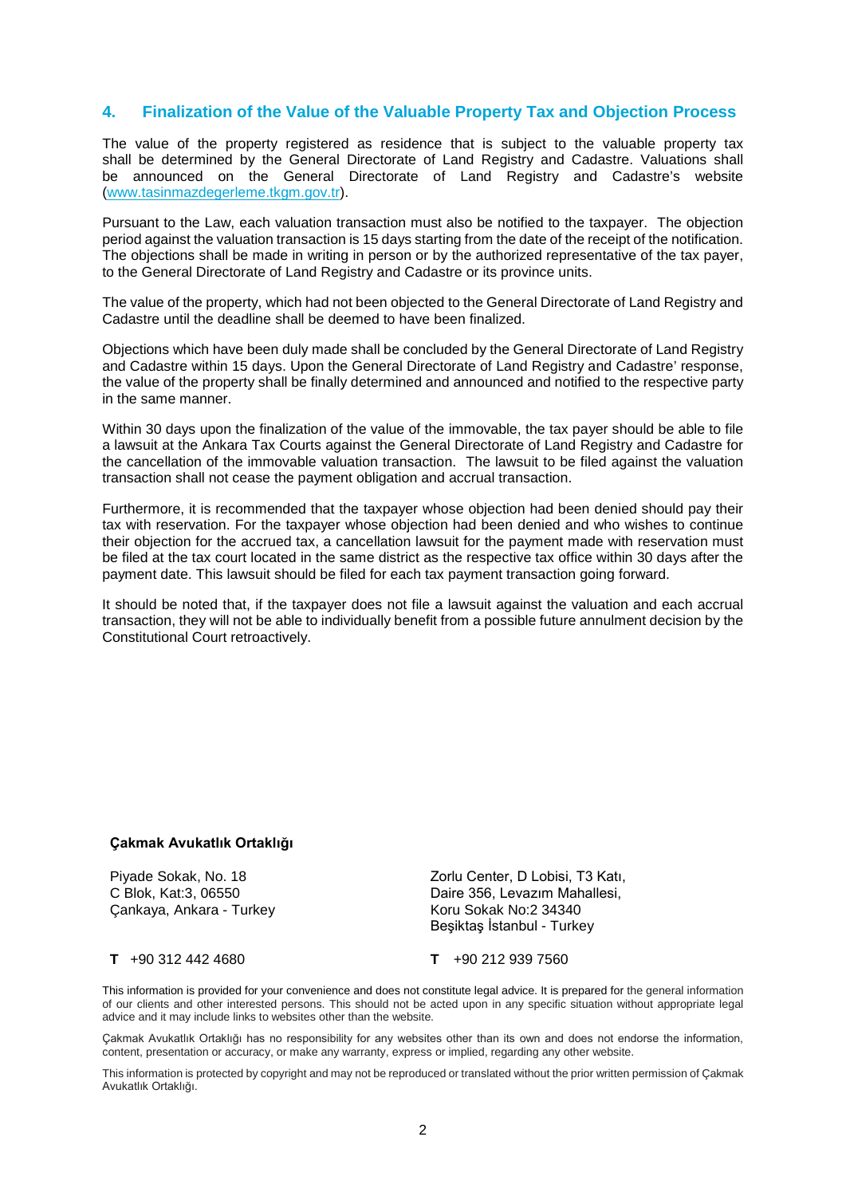## 4. Finalization of the Value of the Valuable Property Tax and Objection Process

The value of the property registered as residence that is subject to the valuable property tax shall be determined by the General Directorate of Land Registry and Cadastre. Valuations shall be announced on the General Directorate of Land Registry and Cadastre's website (www.tasinmazdegerleme.tkgm.gov.tr).

Pursuant to the Law, each valuation transaction must also be notified to the taxpayer. The objection period against the valuation transaction is 15 days starting from the date of the receipt of the notification. The objections shall be made in writing in person or by the authorized representative of the tax payer, to the General Directorate of Land Registry and Cadastre or its province units.

The value of the property, which had not been objected to the General Directorate of Land Registry and Cadastre until the deadline shall be deemed to have been finalized.

Objections which have been duly made shall be concluded by the General Directorate of Land Registry and Cadastre within 15 days. Upon the General Directorate of Land Registry and Cadastre' response, the value of the property shall be finally determined and announced and notified to the respective party in the same manner.

Within 30 days upon the finalization of the value of the immovable, the tax payer should be able to file a lawsuit at the Ankara Tax Courts against the General Directorate of Land Registry and Cadastre for the cancellation of the immovable valuation transaction. The lawsuit to be filed against the valuation transaction shall not cease the payment obligation and accrual transaction.

Furthermore, it is recommended that the taxpayer whose objection had been denied should pay their tax with reservation. For the taxpayer whose objection had been denied and who wishes to continue their objection for the accrued tax, a cancellation lawsuit for the payment made with reservation must be filed at the tax court located in the same district as the respective tax office within 30 days after the payment date. This lawsuit should be filed for each tax payment transaction going forward.

It should be noted that, if the taxpayer does not file a lawsuit against the valuation and each accrual transaction, they will not be able to individually benefit from a possible future annulment decision by the Constitutional Court retroactively.

**Çakmak Avukatlık Ortaklığı**

Piyade Sokak, No. 18
C Blok, Kat:3, 06550
Çankaya, Ankara - Turkey

**T** +90 312 442 4680

Zorlu Center, D Lobisi, T3 Katı,
Daire 356, Levazım Mahallesi,
Koru Sokak No:2 34340
Beşiktaş İstanbul - Turkey

**T** +90 212 939 7560

This information is provided for your convenience and does not constitute legal advice. It is prepared for the general information of our clients and other interested persons. This should not be acted upon in any specific situation without appropriate legal advice and it may include links to websites other than the website.

Çakmak Avukatlık Ortaklığı has no responsibility for any websites other than its own and does not endorse the information, content, presentation or accuracy, or make any warranty, express or implied, regarding any other website.

This information is protected by copyright and may not be reproduced or translated without the prior written permission of Çakmak Avukatlık Ortaklığı.